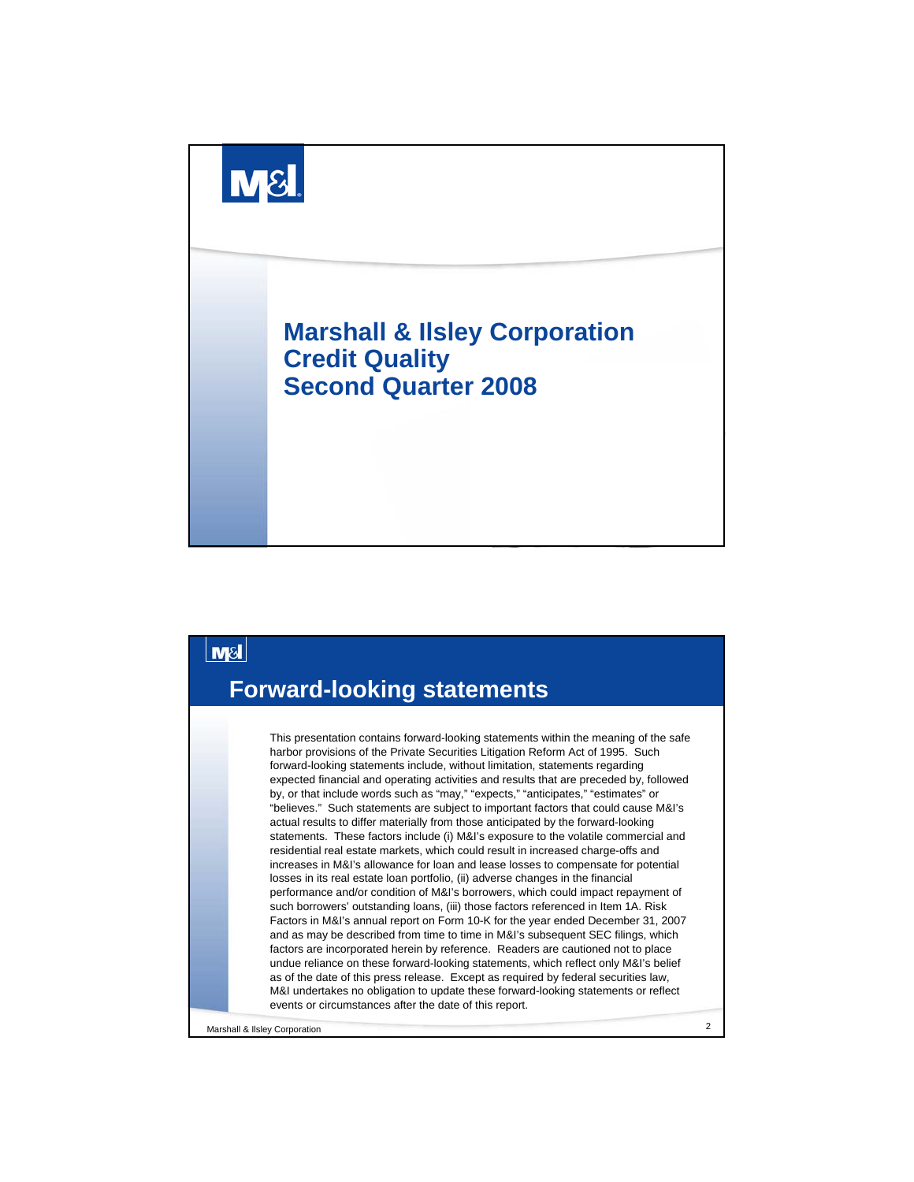# Marshall & Ilsley Corporation
# Credit Quality
# Second Quarter 2008

## Forward-looking statements

This presentation contains forward-looking statements within the meaning of the safe harbor provisions of the Private Securities Litigation Reform Act of 1995. Such forward-looking statements include, without limitation, statements regarding expected financial and operating activities and results that are preceded by, followed by, or that include words such as "may," "expects," "anticipates," "estimates" or "believes." Such statements are subject to important factors that could cause M&I's actual results to differ materially from those anticipated by the forward-looking statements. These factors include (i) M&I's exposure to the volatile commercial and residential real estate markets, which could result in increased charge-offs and increases in M&I's allowance for loan and lease losses to compensate for potential losses in its real estate loan portfolio, (ii) adverse changes in the financial performance and/or condition of M&I's borrowers, which could impact repayment of such borrowers' outstanding loans, (iii) those factors referenced in Item 1A. Risk Factors in M&I's annual report on Form 10-K for the year ended December 31, 2007 and as may be described from time to time in M&I's subsequent SEC filings, which factors are incorporated herein by reference. Readers are cautioned not to place undue reliance on these forward-looking statements, which reflect only M&I's belief as of the date of this press release. Except as required by federal securities law, M&I undertakes no obligation to update these forward-looking statements or reflect events or circumstances after the date of this report.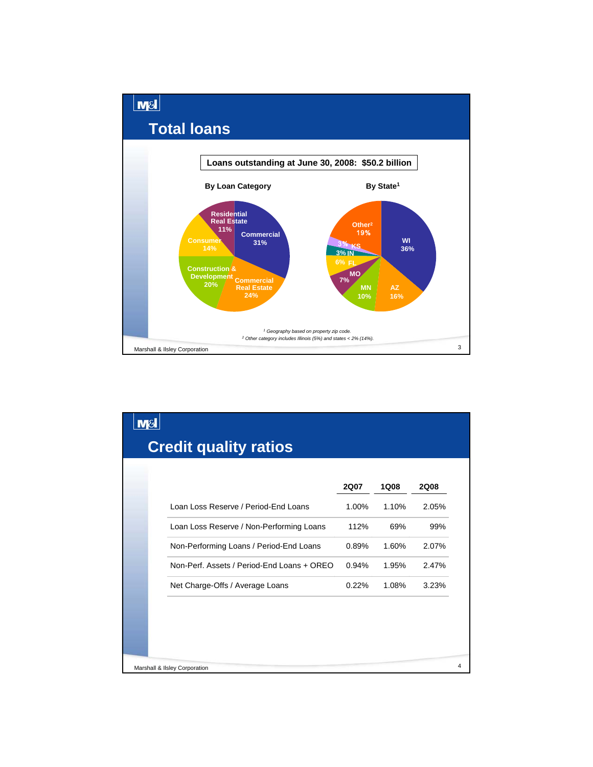# Total loans

**Loans outstanding at June 30, 2008: $50.2 billion**

**By Loan Category**

| Category | Share |
| --- | --- |
| Commercial | 31% |
| Commercial Real Estate | 24% |
| Construction & Development | 20% |
| Consumer | 14% |
| Residential Real Estate | 11% |

**By State[1]**

| State | Share |
| --- | --- |
| WI | 36% |
| AZ | 16% |
| MN | 10% |
| MO | 7% |
| FL | 6% |
| IN | 3% |
| KS | 3% |
| Other[2] | 19% |

*[1] Geography based on property zip code.*

*[2] Other category includes Illinois (5%) and states < 2% (14%).*

# Credit quality ratios

| | 2Q07 | 1Q08 | 2Q08 |
| --- | --- | --- | --- |
| Loan Loss Reserve / Period-End Loans | 1.00% | 1.10% | 2.05% |
| Loan Loss Reserve / Non-Performing Loans | 112% | 69% | 99% |
| Non-Performing Loans / Period-End Loans | 0.89% | 1.60% | 2.07% |
| Non-Perf. Assets / Period-End Loans + OREO | 0.94% | 1.95% | 2.47% |
| Net Charge-Offs / Average Loans | 0.22% | 1.08% | 3.23% |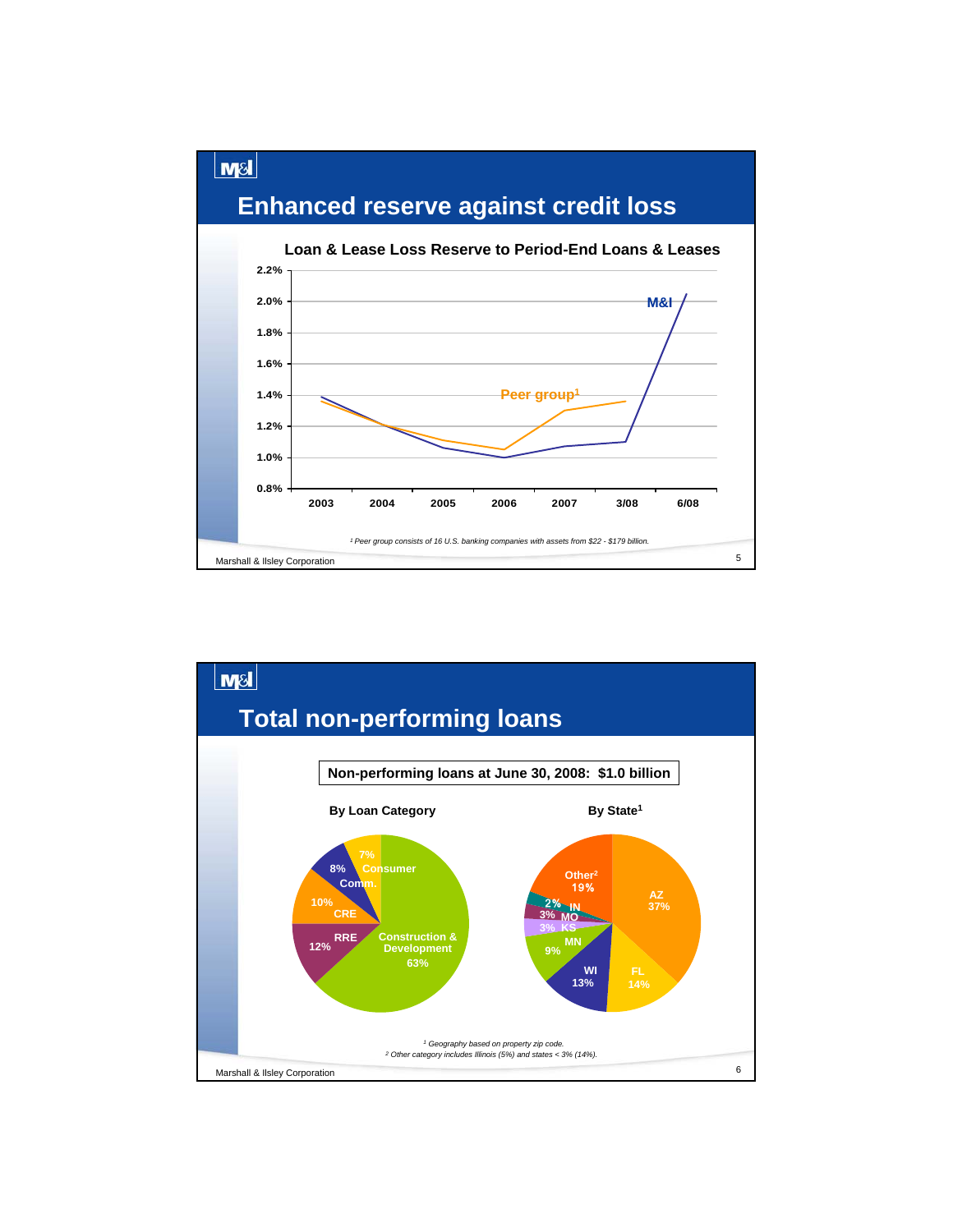# Enhanced reserve against credit loss

## Loan & Lease Loss Reserve to Period-End Loans & Leases

| | 2003 | 2004 | 2005 | 2006 | 2007 | 3/08 | 6/08 |
|---|---|---|---|---|---|---|---|
| M&I | | | | | | | |
| Peer group[1] | | | | | | | |

[1] Peer group consists of 16 U.S. banking companies with assets from $22 - $179 billion.

Marshall & Ilsley Corporation

# Total non-performing loans

**Non-performing loans at June 30, 2008: $1.0 billion**

### By Loan Category

| Category | Share |
|---|---|
| Construction & Development | 63% |
| RRE | 12% |
| CRE | 10% |
| Comm. | 8% |
| Consumer | 7% |

### By State[1]

| State | Share |
|---|---|
| AZ | 37% |
| FL | 14% |
| WI | 13% |
| MN | 9% |
| KS | 3% |
| MO | 3% |
| IN | 2% |
| Other[2] | 19% |

[1] Geography based on property zip code.
[2] Other category includes Illinois (5%) and states < 3% (14%).

Marshall & Ilsley Corporation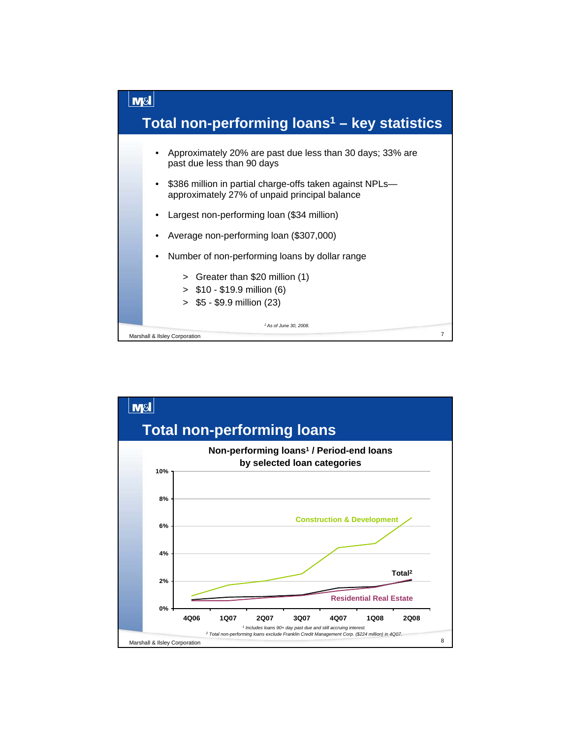# Total non-performing loans[1] – key statistics

- Approximately 20% are past due less than 30 days; 33% are past due less than 90 days
- $386 million in partial charge-offs taken against NPLs—approximately 27% of unpaid principal balance
- Largest non-performing loan ($34 million)
- Average non-performing loan ($307,000)
- Number of non-performing loans by dollar range
  - > Greater than $20 million (1)
  - > $10 - $19.9 million (6)
  - > $5 - $9.9 million (23)

*[1] As of June 30, 2008.*

# Total non-performing loans

**Non-performing loans[1] / Period-end loans by selected loan categories**

| | 4Q06 | 1Q07 | 2Q07 | 3Q07 | 4Q07 | 1Q08 | 2Q08 |
|---|---|---|---|---|---|---|---|
| Construction & Development | ~0.9% | ~1.7% | ~2.0% | ~2.5% | ~4.4% | ~4.7% | ~6.6% |
| Total[2] | ~0.6% | ~0.8% | ~0.8% | ~1.0% | ~1.5% | ~1.6% | ~2.1% |
| Residential Real Estate | ~0.6% | ~0.6% | ~0.8% | ~0.9% | ~1.3% | ~1.5% | ~2.1% |

*[1] Includes loans 90+ day past due and still accruing interest.*

*[2] Total non-performing loans exclude Franklin Credit Management Corp. ($224 million) in 4Q07.*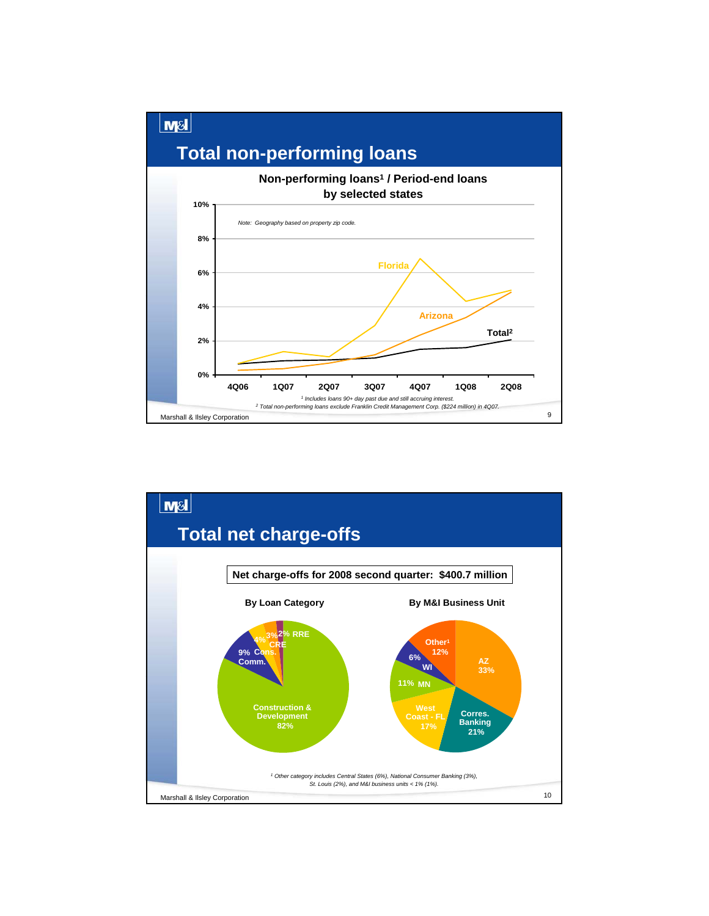# Total non-performing loans

## Non-performing loans[1] / Period-end loans by selected states

*Note: Geography based on property zip code.*

| | 4Q06 | 1Q07 | 2Q07 | 3Q07 | 4Q07 | 1Q08 | 2Q08 |
|---|---|---|---|---|---|---|---|
| Florida | ~0.7% | ~1.4% | ~1.1% | ~2.9% | ~6.8% | ~4.3% | ~5.0% |
| Arizona | ~0.3% | ~0.4% | ~0.7% | ~1.2% | ~2.4% | ~3.4% | ~4.8% |
| Total[2] | ~0.7% | ~0.8% | ~0.9% | ~1.0% | ~1.5% | ~1.6% | ~2.1% |

*[1] Includes loans 90+ day past due and still accruing interest.*
*[2] Total non-performing loans exclude Franklin Credit Management Corp. ($224 million) in 4Q07.*

Marshall & Ilsley Corporation

# Total net charge-offs

**Net charge-offs for 2008 second quarter: $400.7 million**

**By Loan Category**

| Category | % |
|---|---|
| Construction & Development | 82% |
| Comm. | 9% |
| Cons. | 4% |
| CRE | 3% |
| RRE | 2% |

**By M&I Business Unit**

| Business Unit | % |
|---|---|
| AZ | 33% |
| Corres. Banking | 21% |
| West Coast - FL | 17% |
| MN | 11% |
| WI | 6% |
| Other[1] | 12% |

*[1] Other category includes Central States (6%), National Consumer Banking (3%), St. Louis (2%), and M&I business units < 1% (1%).*

Marshall & Ilsley Corporation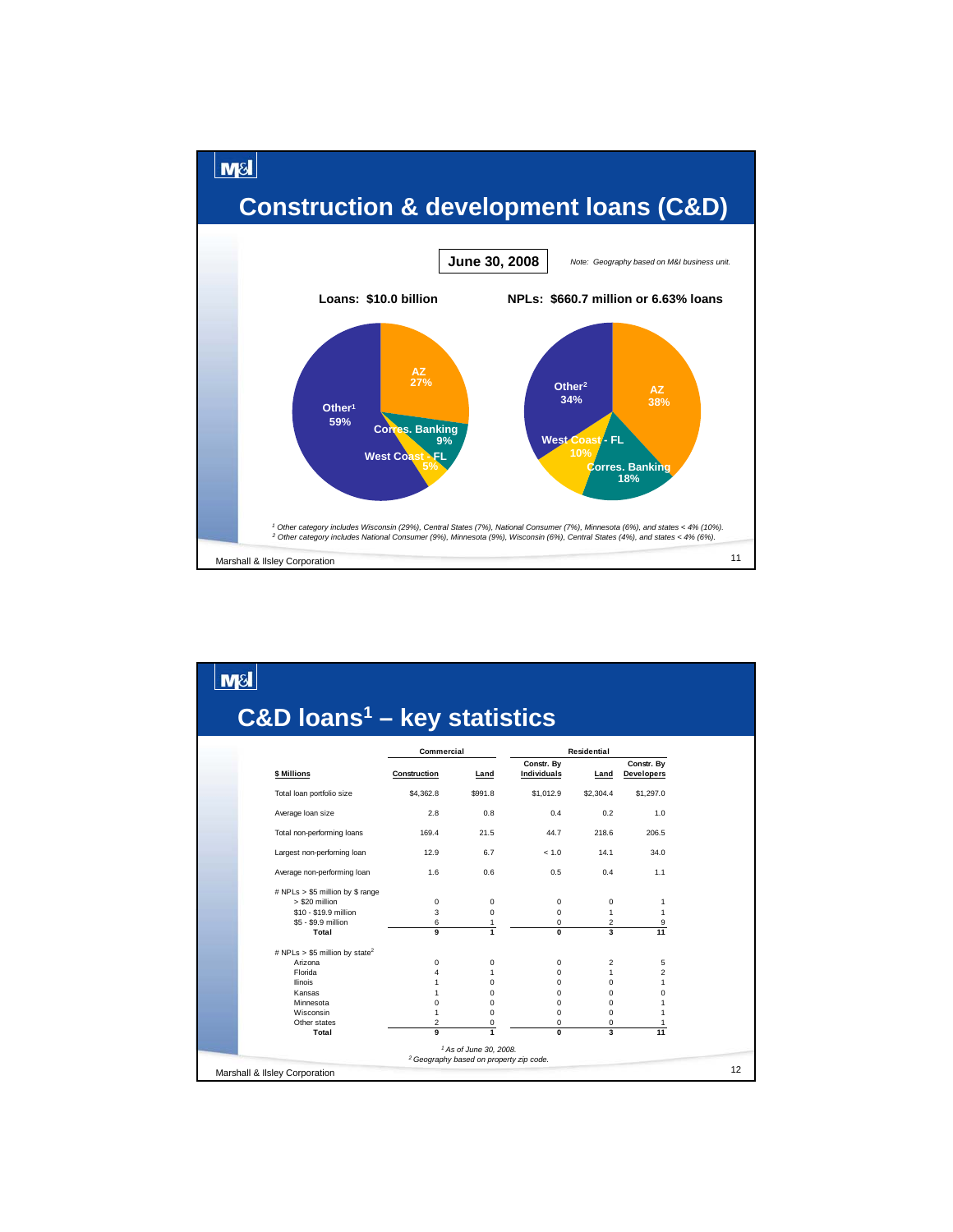# Construction & development loans (C&D)

**June 30, 2008**

*Note: Geography based on M&I business unit.*

**Loans: $10.0 billion**

| Segment | % |
|---|---|
| AZ | 27% |
| Corres. Banking | 9% |
| West Coast - FL | 5% |
| Other[1] | 59% |

**NPLs: $660.7 million or 6.63% loans**

| Segment | % |
|---|---|
| AZ | 38% |
| Corres. Banking | 18% |
| West Coast - FL | 10% |
| Other[2] | 34% |

[1] Other category includes Wisconsin (29%), Central States (7%), National Consumer (7%), Minnesota (6%), and states < 4% (10%).
[2] Other category includes National Consumer (9%), Minnesota (9%), Wisconsin (6%), Central States (4%), and states < 4% (6%).

Marshall & Ilsley Corporation

# C&D loans[1] – key statistics

| | Commercial | | Residential | | |
|---|---|---|---|---|---|
| **$ Millions** | **Construction** | **Land** | **Constr. By Individuals** | **Land** | **Constr. By Developers** |
| Total loan portfolio size | $4,362.8 | $991.8 | $1,012.9 | $2,304.4 | $1,297.0 |
| Average loan size | 2.8 | 0.8 | 0.4 | 0.2 | 1.0 |
| Total non-performing loans | 169.4 | 21.5 | 44.7 | 218.6 | 206.5 |
| Largest non-performing loan | 12.9 | 6.7 | < 1.0 | 14.1 | 34.0 |
| Average non-performing loan | 1.6 | 0.6 | 0.5 | 0.4 | 1.1 |
| # NPLs > $5 million by $ range | | | | | |
| > $20 million | 0 | 0 | 0 | 0 | 1 |
| $10 - $19.9 million | 3 | 0 | 0 | 1 | 1 |
| $5 - $9.9 million | 6 | 1 | 0 | 2 | 9 |
| **Total** | **9** | **1** | **0** | **3** | **11** |
| # NPLs > $5 million by state[2] | | | | | |
| Arizona | 0 | 0 | 0 | 2 | 5 |
| Florida | 4 | 1 | 0 | 1 | 2 |
| Ilinois | 1 | 0 | 0 | 0 | 1 |
| Kansas | 1 | 0 | 0 | 0 | 0 |
| Minnesota | 0 | 0 | 0 | 0 | 1 |
| Wisconsin | 1 | 0 | 0 | 0 | 1 |
| Other states | 2 | 0 | 0 | 0 | 1 |
| **Total** | **9** | **1** | **0** | **3** | **11** |

[1] *As of June 30, 2008.*
[2] *Geography based on property zip code.*

Marshall & Ilsley Corporation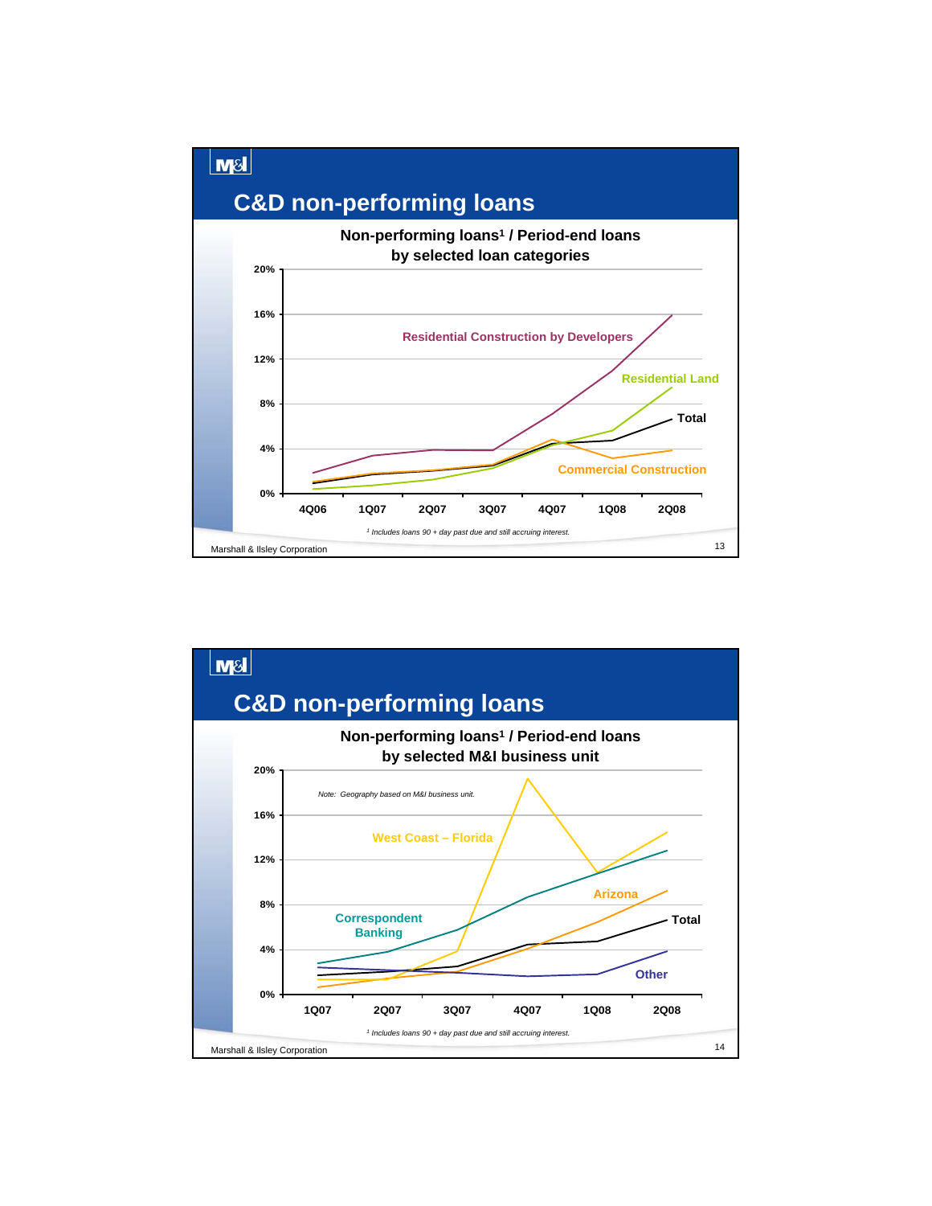## C&D non-performing loans

**Non-performing loans[1] / Period-end loans by selected loan categories**

Series: Residential Construction by Developers, Residential Land, Total, Commercial Construction

Y-axis: 0%, 4%, 8%, 12%, 16%, 20%

X-axis: 4Q06, 1Q07, 2Q07, 3Q07, 4Q07, 1Q08, 2Q08

*[1] Includes loans 90 + day past due and still accruing interest.*

Marshall & Ilsley Corporation

## C&D non-performing loans

**Non-performing loans[1] / Period-end loans by selected M&I business unit**

*Note: Geography based on M&I business unit.*

Series: West Coast – Florida, Correspondent Banking, Arizona, Total, Other

Y-axis: 0%, 4%, 8%, 12%, 16%, 20%

X-axis: 1Q07, 2Q07, 3Q07, 4Q07, 1Q08, 2Q08

*[1] Includes loans 90 + day past due and still accruing interest.*

Marshall & Ilsley Corporation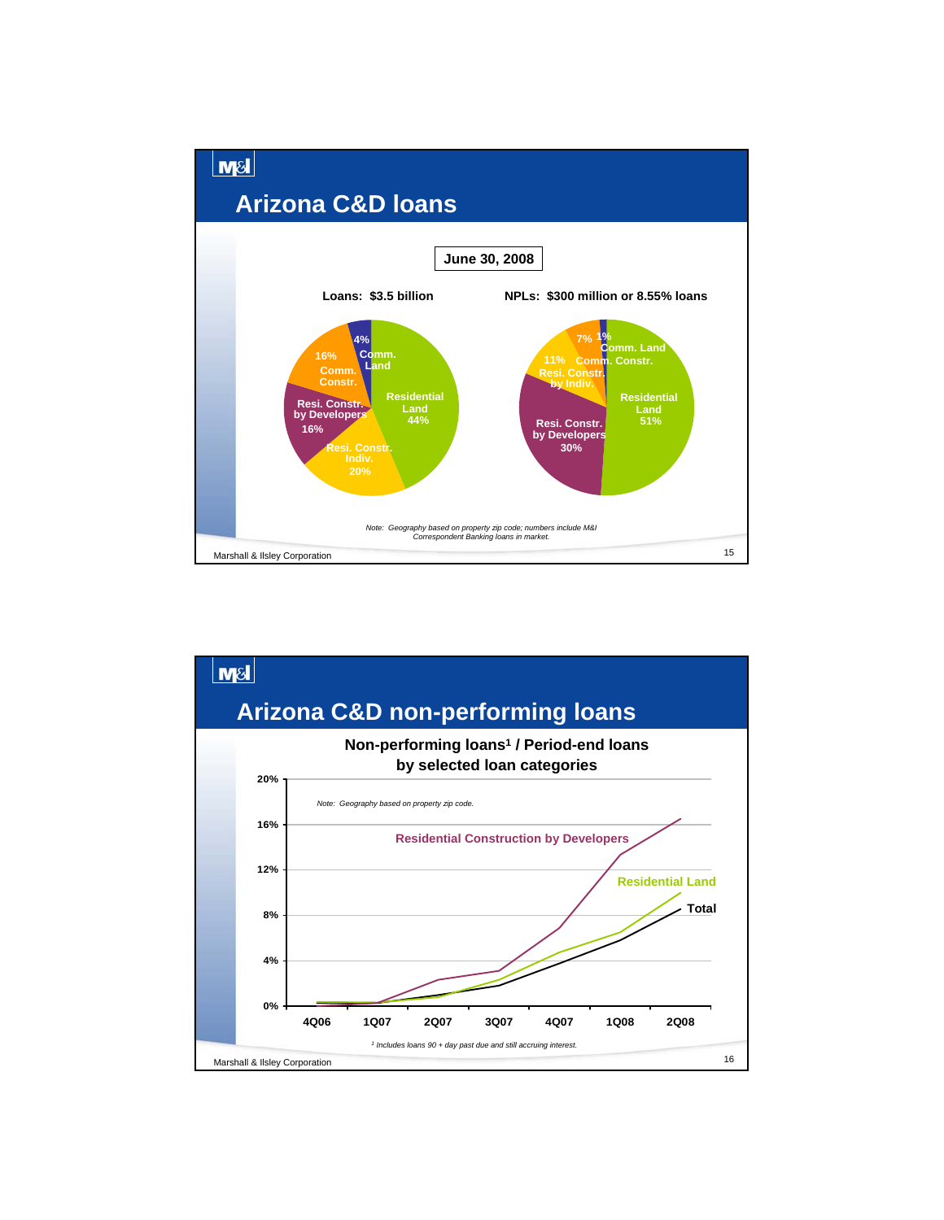# Arizona C&D loans

**June 30, 2008**

**Loans: $3.5 billion**

- Residential Land 44%
- Resi. Constr. Indiv. 20%
- Resi. Constr. by Developers 16%
- Comm. Constr. 16%
- Comm. Land 4%

**NPLs: $300 million or 8.55% loans**

- Residential Land 51%
- Resi. Constr. by Developers 30%
- Resi. Constr. by Indiv. 11%
- Comm. Constr. 7%
- Comm. Land 1%

*Note: Geography based on property zip code; numbers include M&I Correspondent Banking loans in market.*

Marshall & Ilsley Corporation

# Arizona C&D non-performing loans

**Non-performing loans[1] / Period-end loans by selected loan categories**

*Note: Geography based on property zip code.*

Series: Residential Construction by Developers; Residential Land; Total

Y-axis: 0%, 4%, 8%, 12%, 16%, 20%

X-axis: 4Q06, 1Q07, 2Q07, 3Q07, 4Q07, 1Q08, 2Q08

*[1] Includes loans 90 + day past due and still accruing interest.*

Marshall & Ilsley Corporation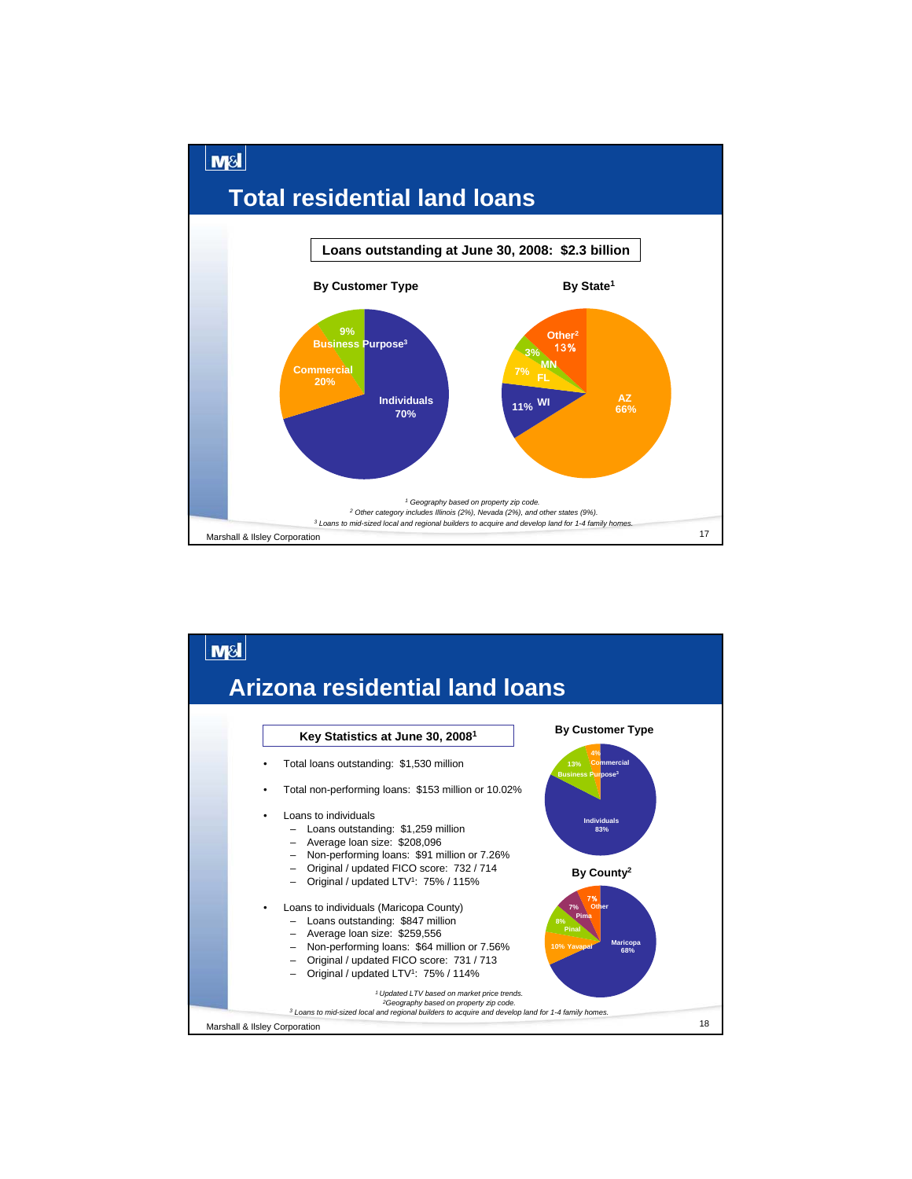# Total residential land loans

**Loans outstanding at June 30, 2008: $2.3 billion**

**By Customer Type**

| Customer Type | Share |
|---|---|
| Individuals | 70% |
| Commercial | 20% |
| Business Purpose[3] | 9% |

**By State[1]**

| State | Share |
|---|---|
| AZ | 66% |
| WI | 11% |
| FL | 7% |
| MN | 3% |
| Other[2] | 13% |

*[1] Geography based on property zip code.*
*[2] Other category includes Illinois (2%), Nevada (2%), and other states (9%).*
*[3] Loans to mid-sized local and regional builders to acquire and develop land for 1-4 family homes.*

# Arizona residential land loans

**Key Statistics at June 30, 2008[1]**

- Total loans outstanding: $1,530 million
- Total non-performing loans: $153 million or 10.02%
- Loans to individuals
  - Loans outstanding: $1,259 million
  - Average loan size: $208,096
  - Non-performing loans: $91 million or 7.26%
  - Original / updated FICO score: 732 / 714
  - Original / updated LTV[1]: 75% / 115%
- Loans to individuals (Maricopa County)
  - Loans outstanding: $847 million
  - Average loan size: $259,556
  - Non-performing loans: $64 million or 7.56%
  - Original / updated FICO score: 731 / 713
  - Original / updated LTV[1]: 75% / 114%

**By Customer Type**

| Customer Type | Share |
|---|---|
| Individuals | 83% |
| Business Purpose[3] | 13% |
| Commercial | 4% |

**By County[2]**

| County | Share |
|---|---|
| Maricopa | 68% |
| Yavapai | 10% |
| Pinal | 8% |
| Pima | 7% |
| Other | 7% |

*[1] Updated LTV based on market price trends.*
*[2] Geography based on property zip code.*
*[3] Loans to mid-sized local and regional builders to acquire and develop land for 1-4 family homes.*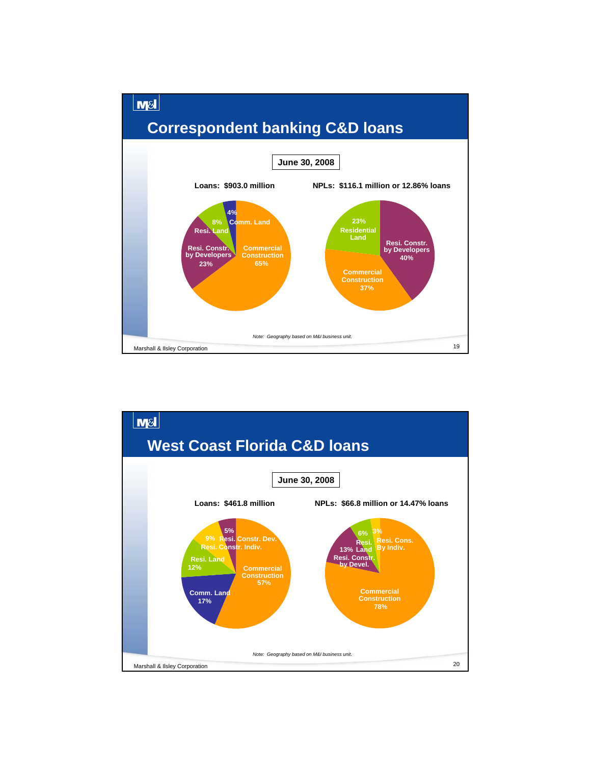# Correspondent banking C&D loans

**June 30, 2008**

**Loans: $903.0 million**

| Category | % |
| --- | --- |
| Commercial Construction | 65% |
| Resi. Constr. by Developers | 23% |
| Resi. Land | 8% |
| Comm. Land | 4% |

**NPLs: $116.1 million or 12.86% loans**

| Category | % |
| --- | --- |
| Resi. Constr. by Developers | 40% |
| Commercial Construction | 37% |
| Residential Land | 23% |

*Note: Geography based on M&I business unit.*

# West Coast Florida C&D loans

**June 30, 2008**

**Loans: $461.8 million**

| Category | % |
| --- | --- |
| Commercial Construction | 57% |
| Comm. Land | 17% |
| Resi. Land | 12% |
| Resi. Constr. Indiv. | 9% |
| Resi. Constr. Dev. | 5% |

**NPLs: $66.8 million or 14.47% loans**

| Category | % |
| --- | --- |
| Commercial Construction | 78% |
| Resi. Constr. by Devel. | 13% |
| Resi. Land | 6% |
| Resi. Cons. By Indiv. | 3% |

*Note: Geography based on M&I business unit.*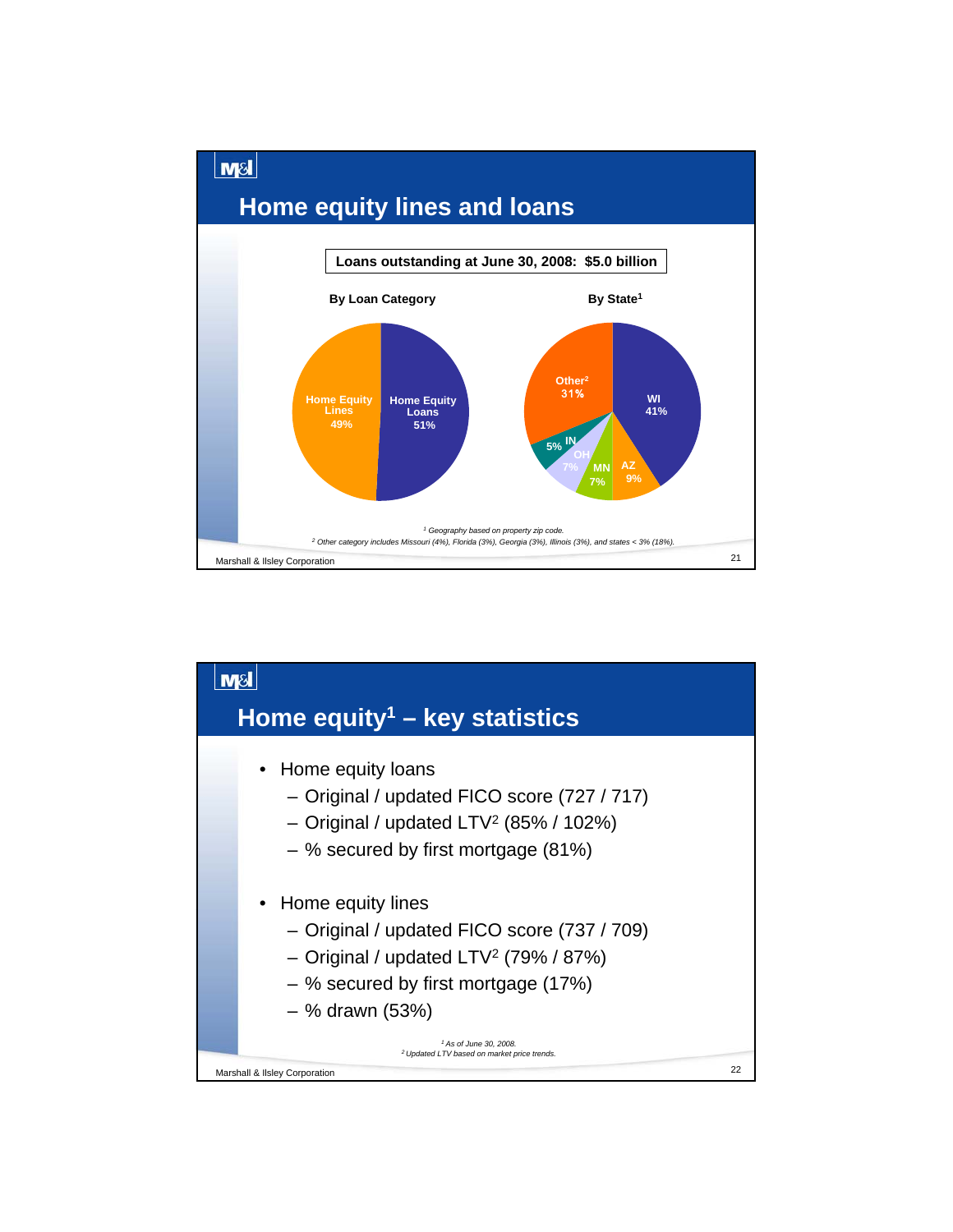## Home equity lines and loans

**Loans outstanding at June 30, 2008: $5.0 billion**

**By Loan Category**

| Category | % |
|---|---|
| Home Equity Loans | 51% |
| Home Equity Lines | 49% |

**By State[1]**

| State | % |
|---|---|
| WI | 41% |
| AZ | 9% |
| MN | 7% |
| OH | 7% |
| IN | 5% |
| Other[2] | 31% |

[1] Geography based on property zip code.

[2] Other category includes Missouri (4%), Florida (3%), Georgia (3%), Illinois (3%), and states < 3% (18%).

## Home equity[1] – key statistics

- Home equity loans
  - Original / updated FICO score (727 / 717)
  - Original / updated LTV[2] (85% / 102%)
  - % secured by first mortgage (81%)
- Home equity lines
  - Original / updated FICO score (737 / 709)
  - Original / updated LTV[2] (79% / 87%)
  - % secured by first mortgage (17%)
  - % drawn (53%)

[1] As of June 30, 2008.

[2] Updated LTV based on market price trends.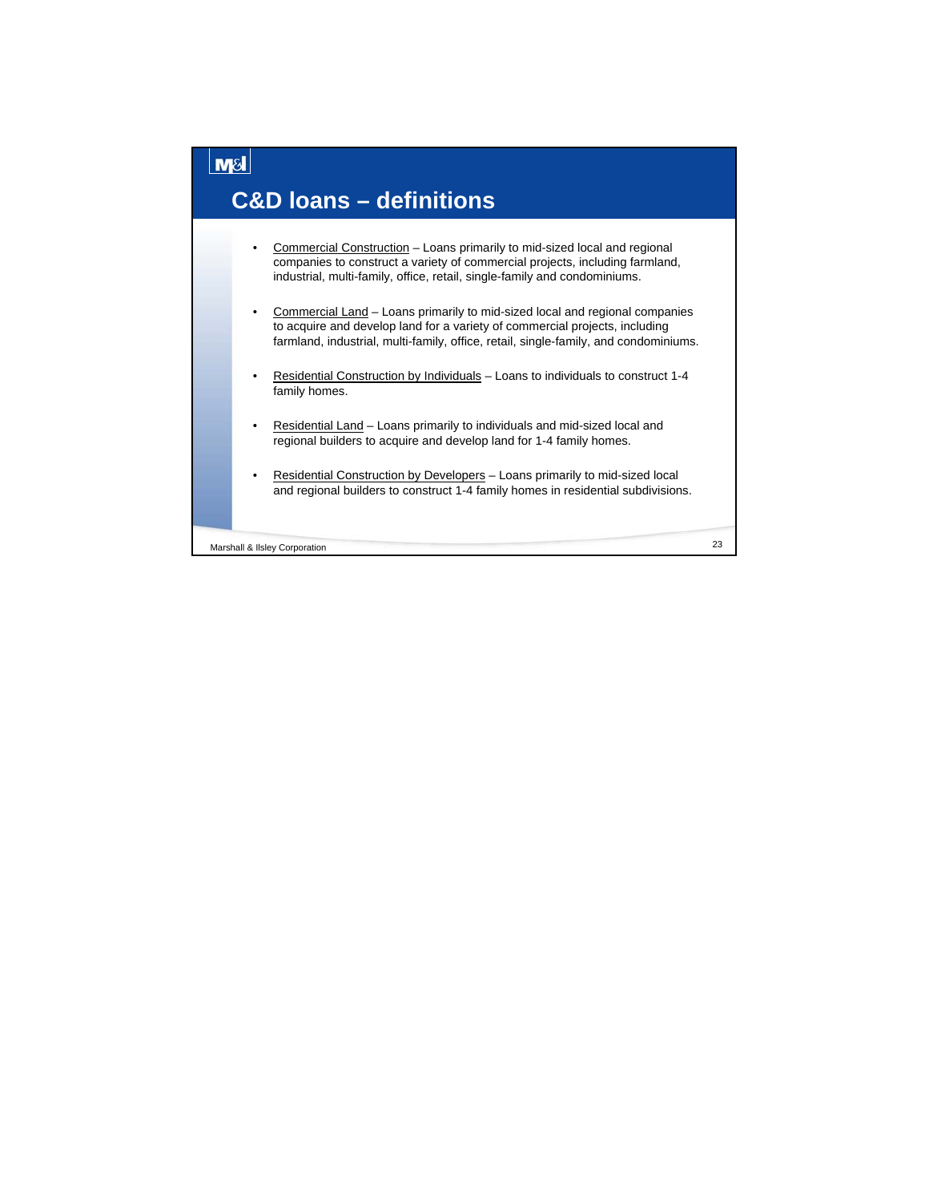## C&D loans – definitions

- Commercial Construction – Loans primarily to mid-sized local and regional companies to construct a variety of commercial projects, including farmland, industrial, multi-family, office, retail, single-family and condominiums.
- Commercial Land – Loans primarily to mid-sized local and regional companies to acquire and develop land for a variety of commercial projects, including farmland, industrial, multi-family, office, retail, single-family, and condominiums.
- Residential Construction by Individuals – Loans to individuals to construct 1-4 family homes.
- Residential Land – Loans primarily to individuals and mid-sized local and regional builders to acquire and develop land for 1-4 family homes.
- Residential Construction by Developers – Loans primarily to mid-sized local and regional builders to construct 1-4 family homes in residential subdivisions.